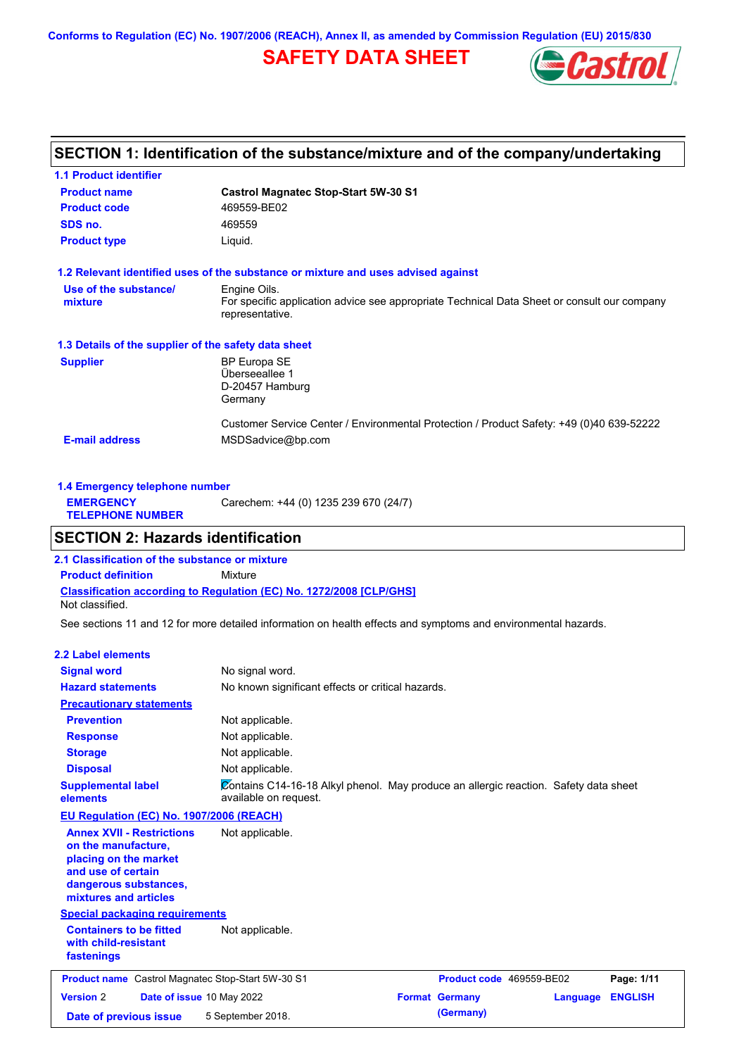Conforms to Regulation (EC) No. 1907/2006 (REACH), Annex II, as amended by Commission Regulation (EU) 2015/830

# SAFETY DATA SHEET

## SECTION 1: Identification of the substance/mixture and of the company/undertaking

### 1.1 Product identifier

| | |
|---|---|
| **Product name** | **Castrol Magnatec Stop-Start 5W-30 S1** |
| **Product code** | 469559-BE02 |
| **SDS no.** | 469559 |
| **Product type** | Liquid. |

### 1.2 Relevant identified uses of the substance or mixture and uses advised against

| | |
|---|---|
| **Use of the substance/ mixture** | Engine Oils. For specific application advice see appropriate Technical Data Sheet or consult our company representative. |

### 1.3 Details of the supplier of the safety data sheet

| | |
|---|---|
| **Supplier** | BP Europa SE<br>Überseeallee 1<br>D-20457 Hamburg<br>Germany<br><br>Customer Service Center / Environmental Protection / Product Safety: +49 (0)40 639-52222 |
| **E-mail address** | MSDSadvice@bp.com |

### 1.4 Emergency telephone number

| | |
|---|---|
| **EMERGENCY TELEPHONE NUMBER** | Carechem: +44 (0) 1235 239 670 (24/7) |

## SECTION 2: Hazards identification

### 2.1 Classification of the substance or mixture

**Product definition** Mixture

**Classification according to Regulation (EC) No. 1272/2008 [CLP/GHS]**

Not classified.

See sections 11 and 12 for more detailed information on health effects and symptoms and environmental hazards.

### 2.2 Label elements

| | |
|---|---|
| **Signal word** | No signal word. |
| **Hazard statements** | No known significant effects or critical hazards. |
| **Precautionary statements** | |
| **Prevention** | Not applicable. |
| **Response** | Not applicable. |
| **Storage** | Not applicable. |
| **Disposal** | Not applicable. |
| **Supplemental label elements** | Contains C14-16-18 Alkyl phenol. May produce an allergic reaction. Safety data sheet available on request. |

**EU Regulation (EC) No. 1907/2006 (REACH)**

| | |
|---|---|
| **Annex XVII - Restrictions on the manufacture, placing on the market and use of certain dangerous substances, mixtures and articles** | Not applicable. |

**Special packaging requirements**

| | |
|---|---|
| **Containers to be fitted with child-resistant fastenings** | Not applicable. |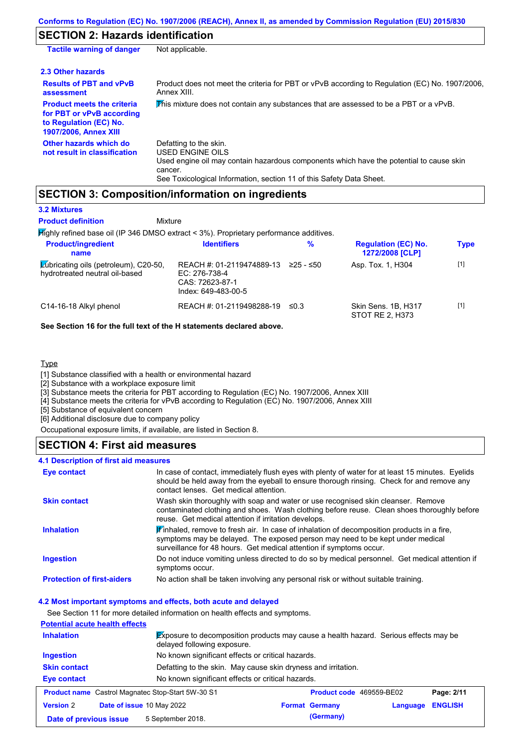## SECTION 2: Hazards identification

| | |
|---|---|
| **Tactile warning of danger** | Not applicable. |

### 2.3 Other hazards

| | |
|---|---|
| **Results of PBT and vPvB assessment** | Product does not meet the criteria for PBT or vPvB according to Regulation (EC) No. 1907/2006, Annex XIII. |
| **Product meets the criteria for PBT or vPvB according to Regulation (EC) No. 1907/2006, Annex XIII** | This mixture does not contain any substances that are assessed to be a PBT or a vPvB. |
| **Other hazards which do not result in classification** | Defatting to the skin.<br>USED ENGINE OILS<br>Used engine oil may contain hazardous components which have the potential to cause skin cancer.<br>See Toxicological Information, section 11 of this Safety Data Sheet. |

## SECTION 3: Composition/information on ingredients

### 3.2 Mixtures

**Product definition** Mixture

Highly refined base oil (IP 346 DMSO extract < 3%). Proprietary performance additives.

| Product/ingredient name | Identifiers | % | Regulation (EC) No. 1272/2008 [CLP] | Type |
|---|---|---|---|---|
| Lubricating oils (petroleum), C20-50, hydrotreated neutral oil-based | REACH #: 01-2119474889-13<br>EC: 276-738-4<br>CAS: 72623-87-1<br>Index: 649-483-00-5 | ≥25 - ≤50 | Asp. Tox. 1, H304 | [1] |
| C14-16-18 Alkyl phenol | REACH #: 01-2119498288-19 | ≤0.3 | Skin Sens. 1B, H317<br>STOT RE 2, H373 | [1] |

**See Section 16 for the full text of the H statements declared above.**

Type

[1] Substance classified with a health or environmental hazard
[2] Substance with a workplace exposure limit
[3] Substance meets the criteria for PBT according to Regulation (EC) No. 1907/2006, Annex XIII
[4] Substance meets the criteria for vPvB according to Regulation (EC) No. 1907/2006, Annex XIII
[5] Substance of equivalent concern
[6] Additional disclosure due to company policy

Occupational exposure limits, if available, are listed in Section 8.

## SECTION 4: First aid measures

### 4.1 Description of first aid measures

| | |
|---|---|
| **Eye contact** | In case of contact, immediately flush eyes with plenty of water for at least 15 minutes. Eyelids should be held away from the eyeball to ensure thorough rinsing. Check for and remove any contact lenses. Get medical attention. |
| **Skin contact** | Wash skin thoroughly with soap and water or use recognised skin cleanser. Remove contaminated clothing and shoes. Wash clothing before reuse. Clean shoes thoroughly before reuse. Get medical attention if irritation develops. |
| **Inhalation** | If inhaled, remove to fresh air. In case of inhalation of decomposition products in a fire, symptoms may be delayed. The exposed person may need to be kept under medical surveillance for 48 hours. Get medical attention if symptoms occur. |
| **Ingestion** | Do not induce vomiting unless directed to do so by medical personnel. Get medical attention if symptoms occur. |
| **Protection of first-aiders** | No action shall be taken involving any personal risk or without suitable training. |

### 4.2 Most important symptoms and effects, both acute and delayed

See Section 11 for more detailed information on health effects and symptoms.

**Potential acute health effects**

| | |
|---|---|
| **Inhalation** | Exposure to decomposition products may cause a health hazard. Serious effects may be delayed following exposure. |
| **Ingestion** | No known significant effects or critical hazards. |
| **Skin contact** | Defatting to the skin. May cause skin dryness and irritation. |
| **Eye contact** | No known significant effects or critical hazards. |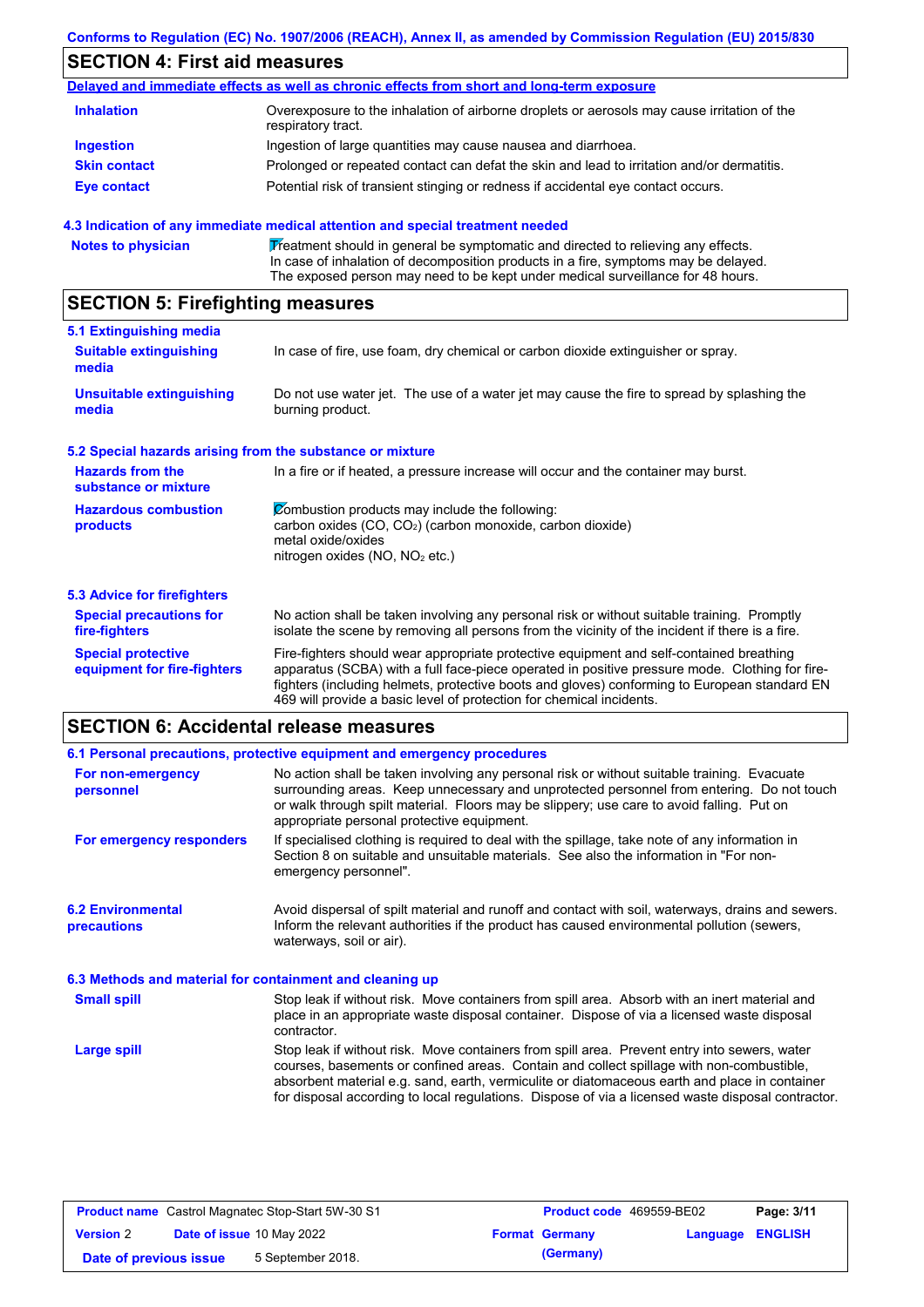## SECTION 4: First aid measures

**Delayed and immediate effects as well as chronic effects from short and long-term exposure**

| | |
|---|---|
| **Inhalation** | Overexposure to the inhalation of airborne droplets or aerosols may cause irritation of the respiratory tract. |
| **Ingestion** | Ingestion of large quantities may cause nausea and diarrhoea. |
| **Skin contact** | Prolonged or repeated contact can defat the skin and lead to irritation and/or dermatitis. |
| **Eye contact** | Potential risk of transient stinging or redness if accidental eye contact occurs. |

### 4.3 Indication of any immediate medical attention and special treatment needed

| | |
|---|---|
| **Notes to physician** | Treatment should in general be symptomatic and directed to relieving any effects. In case of inhalation of decomposition products in a fire, symptoms may be delayed. The exposed person may need to be kept under medical surveillance for 48 hours. |

## SECTION 5: Firefighting measures

### 5.1 Extinguishing media

| | |
|---|---|
| **Suitable extinguishing media** | In case of fire, use foam, dry chemical or carbon dioxide extinguisher or spray. |
| **Unsuitable extinguishing media** | Do not use water jet. The use of a water jet may cause the fire to spread by splashing the burning product. |

### 5.2 Special hazards arising from the substance or mixture

| | |
|---|---|
| **Hazards from the substance or mixture** | In a fire or if heated, a pressure increase will occur and the container may burst. |
| **Hazardous combustion products** | Combustion products may include the following:<br>carbon oxides (CO, $CO_2$) (carbon monoxide, carbon dioxide)<br>metal oxide/oxides<br>nitrogen oxides (NO, $NO_2$ etc.) |

### 5.3 Advice for firefighters

| | |
|---|---|
| **Special precautions for fire-fighters** | No action shall be taken involving any personal risk or without suitable training. Promptly isolate the scene by removing all persons from the vicinity of the incident if there is a fire. |
| **Special protective equipment for fire-fighters** | Fire-fighters should wear appropriate protective equipment and self-contained breathing apparatus (SCBA) with a full face-piece operated in positive pressure mode. Clothing for fire-fighters (including helmets, protective boots and gloves) conforming to European standard EN 469 will provide a basic level of protection for chemical incidents. |

## SECTION 6: Accidental release measures

### 6.1 Personal precautions, protective equipment and emergency procedures

| | |
|---|---|
| **For non-emergency personnel** | No action shall be taken involving any personal risk or without suitable training. Evacuate surrounding areas. Keep unnecessary and unprotected personnel from entering. Do not touch or walk through spilt material. Floors may be slippery; use care to avoid falling. Put on appropriate personal protective equipment. |
| **For emergency responders** | If specialised clothing is required to deal with the spillage, take note of any information in Section 8 on suitable and unsuitable materials. See also the information in "For non-emergency personnel". |

| | |
|---|---|
| **6.2 Environmental precautions** | Avoid dispersal of spilt material and runoff and contact with soil, waterways, drains and sewers. Inform the relevant authorities if the product has caused environmental pollution (sewers, waterways, soil or air). |

### 6.3 Methods and material for containment and cleaning up

| | |
|---|---|
| **Small spill** | Stop leak if without risk. Move containers from spill area. Absorb with an inert material and place in an appropriate waste disposal container. Dispose of via a licensed waste disposal contractor. |
| **Large spill** | Stop leak if without risk. Move containers from spill area. Prevent entry into sewers, water courses, basements or confined areas. Contain and collect spillage with non-combustible, absorbent material e.g. sand, earth, vermiculite or diatomaceous earth and place in container for disposal according to local regulations. Dispose of via a licensed waste disposal contractor. |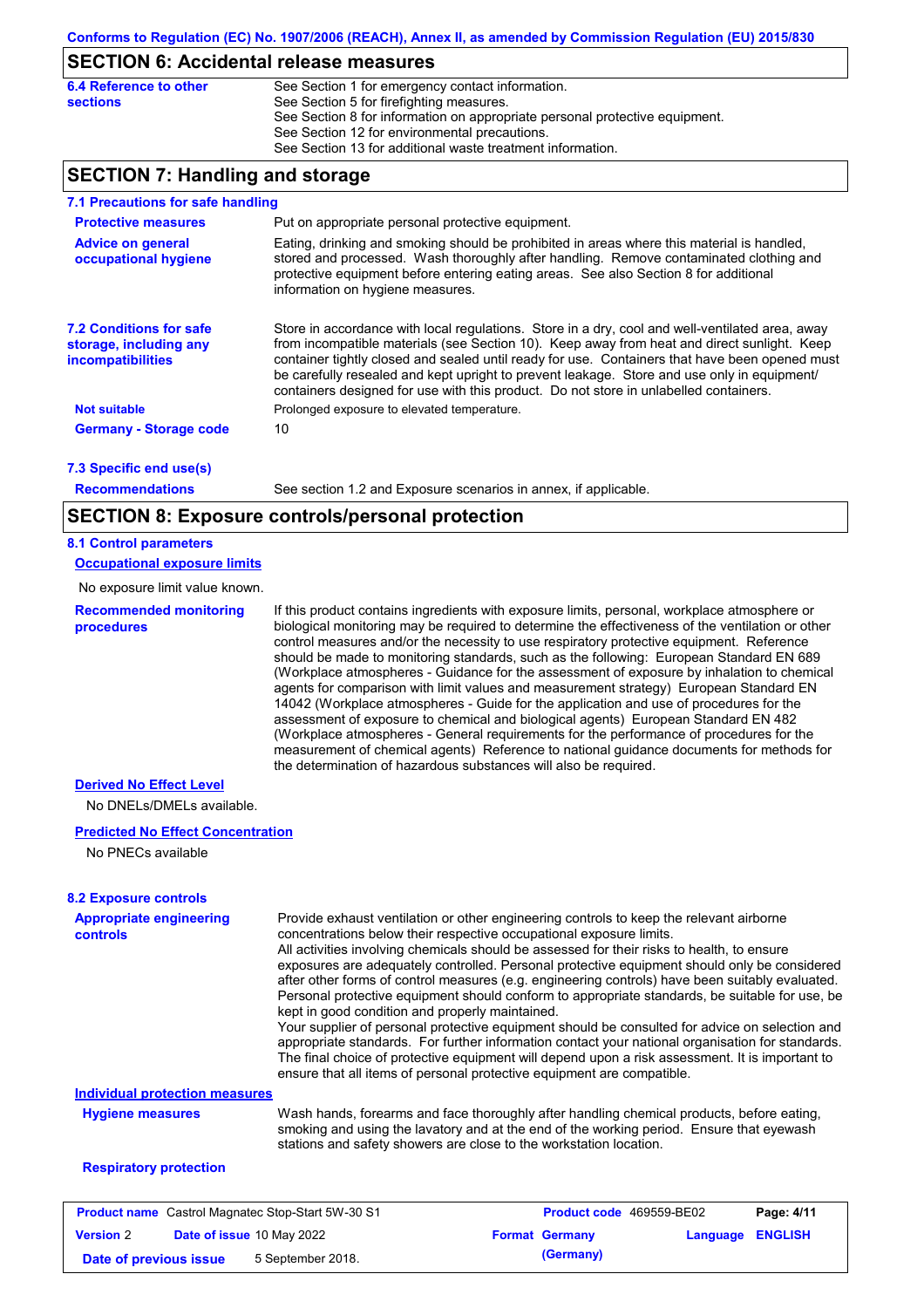## SECTION 6: Accidental release measures

**6.4 Reference to other sections**

See Section 1 for emergency contact information.
See Section 5 for firefighting measures.
See Section 8 for information on appropriate personal protective equipment.
See Section 12 for environmental precautions.
See Section 13 for additional waste treatment information.

## SECTION 7: Handling and storage

### 7.1 Precautions for safe handling

**Protective measures**

Put on appropriate personal protective equipment.

**Advice on general occupational hygiene**

Eating, drinking and smoking should be prohibited in areas where this material is handled, stored and processed. Wash thoroughly after handling. Remove contaminated clothing and protective equipment before entering eating areas. See also Section 8 for additional information on hygiene measures.

### 7.2 Conditions for safe storage, including any incompatibilities

Store in accordance with local regulations. Store in a dry, cool and well-ventilated area, away from incompatible materials (see Section 10). Keep away from heat and direct sunlight. Keep container tightly closed and sealed until ready for use. Containers that have been opened must be carefully resealed and kept upright to prevent leakage. Store and use only in equipment/ containers designed for use with this product. Do not store in unlabelled containers.

**Not suitable**

Prolonged exposure to elevated temperature.

**Germany - Storage code**

10

### 7.3 Specific end use(s)

**Recommendations**

See section 1.2 and Exposure scenarios in annex, if applicable.

## SECTION 8: Exposure controls/personal protection

### 8.1 Control parameters

**Occupational exposure limits**

No exposure limit value known.

**Recommended monitoring procedures**

If this product contains ingredients with exposure limits, personal, workplace atmosphere or biological monitoring may be required to determine the effectiveness of the ventilation or other control measures and/or the necessity to use respiratory protective equipment. Reference should be made to monitoring standards, such as the following: European Standard EN 689 (Workplace atmospheres - Guidance for the assessment of exposure by inhalation to chemical agents for comparison with limit values and measurement strategy) European Standard EN 14042 (Workplace atmospheres - Guide for the application and use of procedures for the assessment of exposure to chemical and biological agents) European Standard EN 482 (Workplace atmospheres - General requirements for the performance of procedures for the measurement of chemical agents) Reference to national guidance documents for methods for the determination of hazardous substances will also be required.

**Derived No Effect Level**

No DNELs/DMELs available.

**Predicted No Effect Concentration**

No PNECs available

### 8.2 Exposure controls

**Appropriate engineering controls**

Provide exhaust ventilation or other engineering controls to keep the relevant airborne concentrations below their respective occupational exposure limits.
All activities involving chemicals should be assessed for their risks to health, to ensure exposures are adequately controlled. Personal protective equipment should only be considered after other forms of control measures (e.g. engineering controls) have been suitably evaluated. Personal protective equipment should conform to appropriate standards, be suitable for use, be kept in good condition and properly maintained.
Your supplier of personal protective equipment should be consulted for advice on selection and appropriate standards. For further information contact your national organisation for standards.
The final choice of protective equipment will depend upon a risk assessment. It is important to ensure that all items of personal protective equipment are compatible.

**Individual protection measures**

**Hygiene measures**

Wash hands, forearms and face thoroughly after handling chemical products, before eating, smoking and using the lavatory and at the end of the working period. Ensure that eyewash stations and safety showers are close to the workstation location.

**Respiratory protection**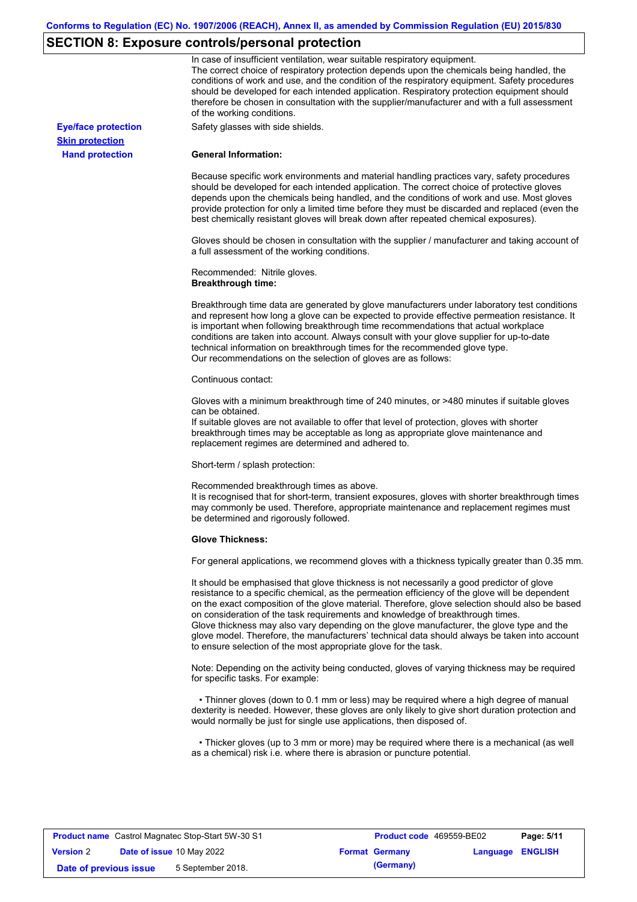## SECTION 8: Exposure controls/personal protection

In case of insufficient ventilation, wear suitable respiratory equipment.
The correct choice of respiratory protection depends upon the chemicals being handled, the conditions of work and use, and the condition of the respiratory equipment. Safety procedures should be developed for each intended application. Respiratory protection equipment should therefore be chosen in consultation with the supplier/manufacturer and with a full assessment of the working conditions.

**Eye/face protection** Safety glasses with side shields.

**Skin protection**

**Hand protection**

**General Information:**

Because specific work environments and material handling practices vary, safety procedures should be developed for each intended application. The correct choice of protective gloves depends upon the chemicals being handled, and the conditions of work and use. Most gloves provide protection for only a limited time before they must be discarded and replaced (even the best chemically resistant gloves will break down after repeated chemical exposures).

Gloves should be chosen in consultation with the supplier / manufacturer and taking account of a full assessment of the working conditions.

Recommended: Nitrile gloves.
**Breakthrough time:**

Breakthrough time data are generated by glove manufacturers under laboratory test conditions and represent how long a glove can be expected to provide effective permeation resistance. It is important when following breakthrough time recommendations that actual workplace conditions are taken into account. Always consult with your glove supplier for up-to-date technical information on breakthrough times for the recommended glove type.
Our recommendations on the selection of gloves are as follows:

Continuous contact:

Gloves with a minimum breakthrough time of 240 minutes, or >480 minutes if suitable gloves can be obtained.
If suitable gloves are not available to offer that level of protection, gloves with shorter breakthrough times may be acceptable as long as appropriate glove maintenance and replacement regimes are determined and adhered to.

Short-term / splash protection:

Recommended breakthrough times as above.
It is recognised that for short-term, transient exposures, gloves with shorter breakthrough times may commonly be used. Therefore, appropriate maintenance and replacement regimes must be determined and rigorously followed.

**Glove Thickness:**

For general applications, we recommend gloves with a thickness typically greater than 0.35 mm.

It should be emphasised that glove thickness is not necessarily a good predictor of glove resistance to a specific chemical, as the permeation efficiency of the glove will be dependent on the exact composition of the glove material. Therefore, glove selection should also be based on consideration of the task requirements and knowledge of breakthrough times.
Glove thickness may also vary depending on the glove manufacturer, the glove type and the glove model. Therefore, the manufacturers' technical data should always be taken into account to ensure selection of the most appropriate glove for the task.

Note: Depending on the activity being conducted, gloves of varying thickness may be required for specific tasks. For example:

- Thinner gloves (down to 0.1 mm or less) may be required where a high degree of manual dexterity is needed. However, these gloves are only likely to give short duration protection and would normally be just for single use applications, then disposed of.

- Thicker gloves (up to 3 mm or more) may be required where there is a mechanical (as well as a chemical) risk i.e. where there is abrasion or puncture potential.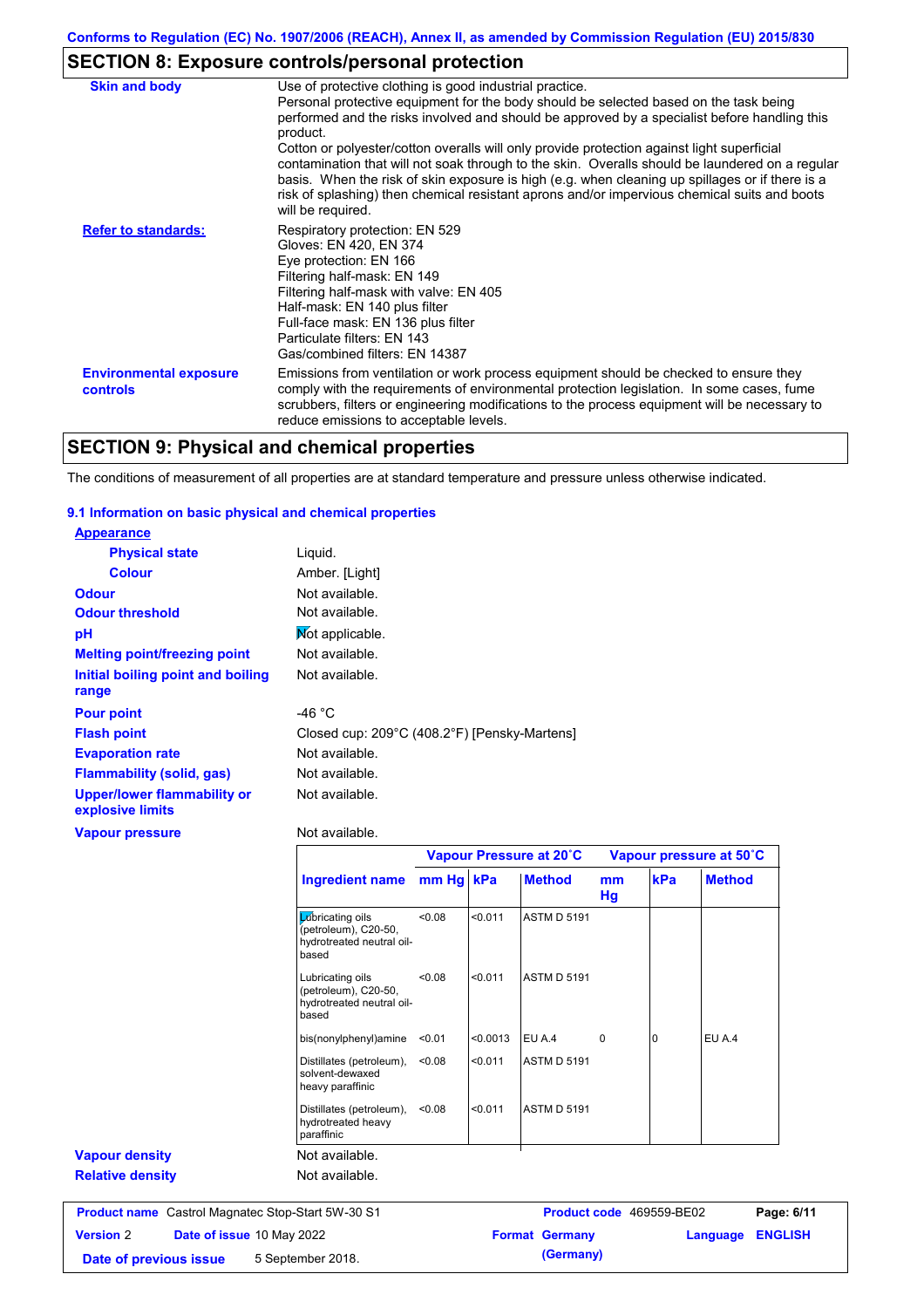## SECTION 8: Exposure controls/personal protection

| | |
|---|---|
| **Skin and body** | Use of protective clothing is good industrial practice. Personal protective equipment for the body should be selected based on the task being performed and the risks involved and should be approved by a specialist before handling this product. Cotton or polyester/cotton overalls will only provide protection against light superficial contamination that will not soak through to the skin. Overalls should be laundered on a regular basis. When the risk of skin exposure is high (e.g. when cleaning up spillages or if there is a risk of splashing) then chemical resistant aprons and/or impervious chemical suits and boots will be required. |
| **Refer to standards:** | Respiratory protection: EN 529<br>Gloves: EN 420, EN 374<br>Eye protection: EN 166<br>Filtering half-mask: EN 149<br>Filtering half-mask with valve: EN 405<br>Half-mask: EN 140 plus filter<br>Full-face mask: EN 136 plus filter<br>Particulate filters: EN 143<br>Gas/combined filters: EN 14387 |
| **Environmental exposure controls** | Emissions from ventilation or work process equipment should be checked to ensure they comply with the requirements of environmental protection legislation. In some cases, fume scrubbers, filters or engineering modifications to the process equipment will be necessary to reduce emissions to acceptable levels. |

## SECTION 9: Physical and chemical properties

The conditions of measurement of all properties are at standard temperature and pressure unless otherwise indicated.

### 9.1 Information on basic physical and chemical properties

**Appearance**

| | |
|---|---|
| **Physical state** | Liquid. |
| **Colour** | Amber. [Light] |
| **Odour** | Not available. |
| **Odour threshold** | Not available. |
| **pH** | Not applicable. |
| **Melting point/freezing point** | Not available. |
| **Initial boiling point and boiling range** | Not available. |
| **Pour point** | -46 °C |
| **Flash point** | Closed cup: 209°C (408.2°F) [Pensky-Martens] |
| **Evaporation rate** | Not available. |
| **Flammability (solid, gas)** | Not available. |
| **Upper/lower flammability or explosive limits** | Not available. |
| **Vapour pressure** | Not available. |

| | Vapour Pressure at 20˚C | | | Vapour pressure at 50˚C | | |
|---|---|---|---|---|---|---|
| **Ingredient name** | **mm Hg** | **kPa** | **Method** | **mm Hg** | **kPa** | **Method** |
| Lubricating oils (petroleum), C20-50, hydrotreated neutral oil-based | <0.08 | <0.011 | ASTM D 5191 | | | |
| Lubricating oils (petroleum), C20-50, hydrotreated neutral oil-based | <0.08 | <0.011 | ASTM D 5191 | | | |
| bis(nonylphenyl)amine | <0.01 | <0.0013 | EU A.4 | 0 | 0 | EU A.4 |
| Distillates (petroleum), solvent-dewaxed heavy paraffinic | <0.08 | <0.011 | ASTM D 5191 | | | |
| Distillates (petroleum), hydrotreated heavy paraffinic | <0.08 | <0.011 | ASTM D 5191 | | | |

| | |
|---|---|
| **Vapour density** | Not available. |
| **Relative density** | Not available. |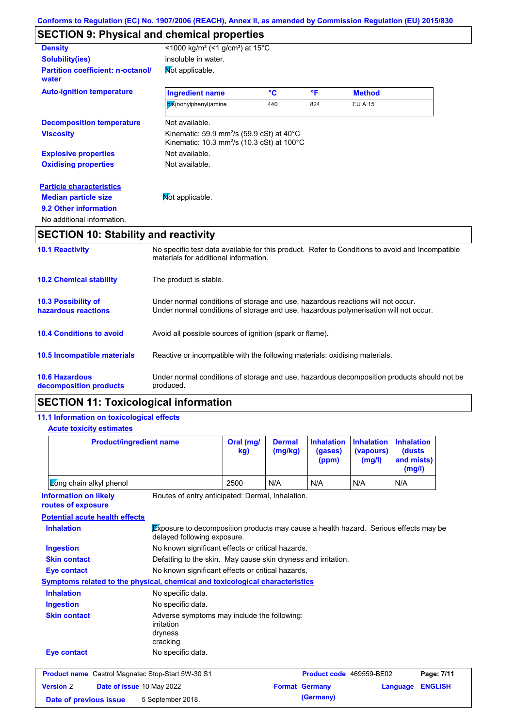Conforms to Regulation (EC) No. 1907/2006 (REACH), Annex II, as amended by Commission Regulation (EU) 2015/830

## SECTION 9: Physical and chemical properties

**Density** <1000 kg/m³ (<1 g/cm³) at 15°C

**Solubility(ies)** insoluble in water.

**Partition coefficient: n-octanol/ water** Not applicable.

**Auto-ignition temperature**

| Ingredient name | °C | °F | Method |
|---|---|---|---|
| bis(nonylphenyl)amine | 440 | 824 | EU A.15 |

**Decomposition temperature** Not available.

**Viscosity** Kinematic: 59.9 mm²/s (59.9 cSt) at 40°C
Kinematic: 10.3 mm²/s (10.3 cSt) at 100°C

**Explosive properties** Not available.

**Oxidising properties** Not available.

**Particle characteristics**

**Median particle size** Not applicable.

**9.2 Other information**

No additional information.

## SECTION 10: Stability and reactivity

**10.1 Reactivity** No specific test data available for this product. Refer to Conditions to avoid and Incompatible materials for additional information.

**10.2 Chemical stability** The product is stable.

**10.3 Possibility of hazardous reactions** Under normal conditions of storage and use, hazardous reactions will not occur.
Under normal conditions of storage and use, hazardous polymerisation will not occur.

**10.4 Conditions to avoid** Avoid all possible sources of ignition (spark or flame).

**10.5 Incompatible materials** Reactive or incompatible with the following materials: oxidising materials.

**10.6 Hazardous decomposition products** Under normal conditions of storage and use, hazardous decomposition products should not be produced.

## SECTION 11: Toxicological information

**11.1 Information on toxicological effects**

**Acute toxicity estimates**

| Product/ingredient name | Oral (mg/kg) | Dermal (mg/kg) | Inhalation (gases) (ppm) | Inhalation (vapours) (mg/l) | Inhalation (dusts and mists) (mg/l) |
|---|---|---|---|---|---|
| Long chain alkyl phenol | 2500 | N/A | N/A | N/A | N/A |

**Information on likely routes of exposure** Routes of entry anticipated: Dermal, Inhalation.

**Potential acute health effects**

**Inhalation** Exposure to decomposition products may cause a health hazard. Serious effects may be delayed following exposure.

**Ingestion** No known significant effects or critical hazards.

**Skin contact** Defatting to the skin. May cause skin dryness and irritation.

**Eye contact** No known significant effects or critical hazards.

**Symptoms related to the physical, chemical and toxicological characteristics**

**Inhalation** No specific data.

**Ingestion** No specific data.

**Skin contact** Adverse symptoms may include the following:
irritation
dryness
cracking

**Eye contact** No specific data.

| Product name Castrol Magnatec Stop-Start 5W-30 S1 | Product code 469559-BE02 |
|---|---|
| Version 2 Date of issue 10 May 2022 | Format Germany (Germany) Language ENGLISH |
| Date of previous issue 5 September 2018. | |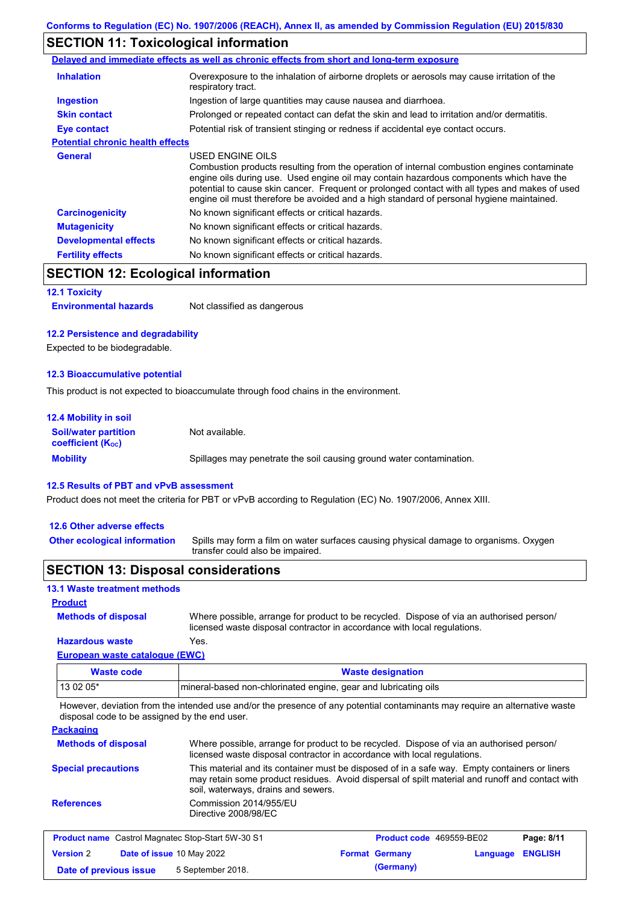Conforms to Regulation (EC) No. 1907/2006 (REACH), Annex II, as amended by Commission Regulation (EU) 2015/830

## SECTION 11: Toxicological information

**Delayed and immediate effects as well as chronic effects from short and long-term exposure**

| | |
|---|---|
| **Inhalation** | Overexposure to the inhalation of airborne droplets or aerosols may cause irritation of the respiratory tract. |
| **Ingestion** | Ingestion of large quantities may cause nausea and diarrhoea. |
| **Skin contact** | Prolonged or repeated contact can defat the skin and lead to irritation and/or dermatitis. |
| **Eye contact** | Potential risk of transient stinging or redness if accidental eye contact occurs. |

**Potential chronic health effects**

| | |
|---|---|
| **General** | USED ENGINE OILS<br>Combustion products resulting from the operation of internal combustion engines contaminate engine oils during use. Used engine oil may contain hazardous components which have the potential to cause skin cancer. Frequent or prolonged contact with all types and makes of used engine oil must therefore be avoided and a high standard of personal hygiene maintained. |
| **Carcinogenicity** | No known significant effects or critical hazards. |
| **Mutagenicity** | No known significant effects or critical hazards. |
| **Developmental effects** | No known significant effects or critical hazards. |
| **Fertility effects** | No known significant effects or critical hazards. |

## SECTION 12: Ecological information

### 12.1 Toxicity

**Environmental hazards** Not classified as dangerous

### 12.2 Persistence and degradability

Expected to be biodegradable.

### 12.3 Bioaccumulative potential

This product is not expected to bioaccumulate through food chains in the environment.

### 12.4 Mobility in soil

| | |
|---|---|
| **Soil/water partition coefficient ($K_{OC}$)** | Not available. |
| **Mobility** | Spillages may penetrate the soil causing ground water contamination. |

### 12.5 Results of PBT and vPvB assessment

Product does not meet the criteria for PBT or vPvB according to Regulation (EC) No. 1907/2006, Annex XIII.

### 12.6 Other adverse effects

**Other ecological information** Spills may form a film on water surfaces causing physical damage to organisms. Oxygen transfer could also be impaired.

## SECTION 13: Disposal considerations

### 13.1 Waste treatment methods

**Product**

| | |
|---|---|
| **Methods of disposal** | Where possible, arrange for product to be recycled. Dispose of via an authorised person/ licensed waste disposal contractor in accordance with local regulations. |
| **Hazardous waste** | Yes. |

**European waste catalogue (EWC)**

| Waste code | Waste designation |
|---|---|
| 13 02 05* | mineral-based non-chlorinated engine, gear and lubricating oils |

However, deviation from the intended use and/or the presence of any potential contaminants may require an alternative waste disposal code to be assigned by the end user.

**Packaging**

| | |
|---|---|
| **Methods of disposal** | Where possible, arrange for product to be recycled. Dispose of via an authorised person/ licensed waste disposal contractor in accordance with local regulations. |
| **Special precautions** | This material and its container must be disposed of in a safe way. Empty containers or liners may retain some product residues. Avoid dispersal of spilt material and runoff and contact with soil, waterways, drains and sewers. |
| **References** | Commission 2014/955/EU<br>Directive 2008/98/EC |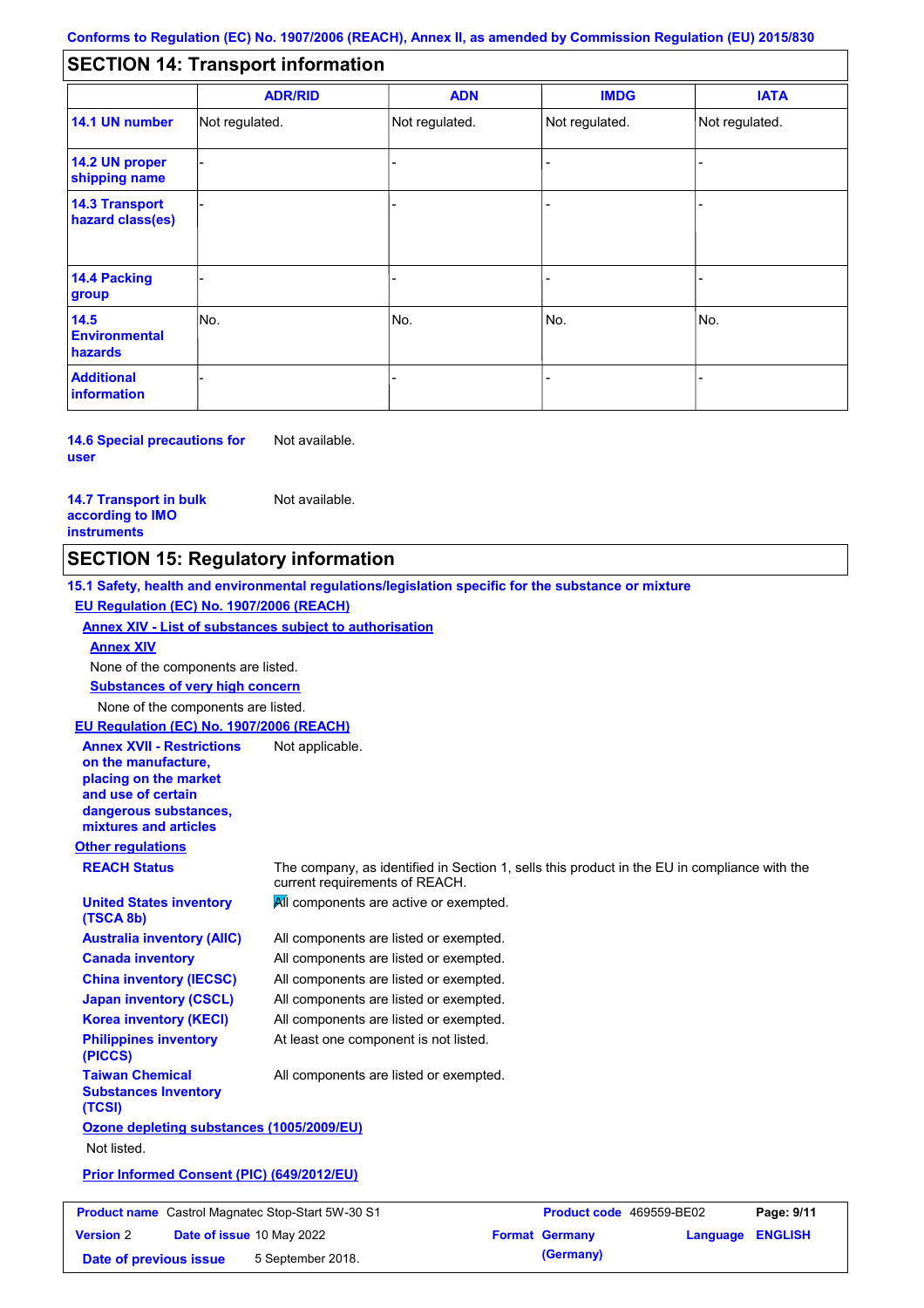Conforms to Regulation (EC) No. 1907/2006 (REACH), Annex II, as amended by Commission Regulation (EU) 2015/830

## SECTION 14: Transport information

| | ADR/RID | ADN | IMDG | IATA |
|---|---|---|---|---|
| **14.1 UN number** | Not regulated. | Not regulated. | Not regulated. | Not regulated. |
| **14.2 UN proper shipping name** | - | - | - | - |
| **14.3 Transport hazard class(es)** | - | - | - | - |
| **14.4 Packing group** | - | - | - | - |
| **14.5 Environmental hazards** | No. | No. | No. | No. |
| **Additional information** | - | - | - | - |

**14.6 Special precautions for user** Not available.

**14.7 Transport in bulk according to IMO instruments** Not available.

## SECTION 15: Regulatory information

**15.1 Safety, health and environmental regulations/legislation specific for the substance or mixture**

**EU Regulation (EC) No. 1907/2006 (REACH)**

**Annex XIV - List of substances subject to authorisation**

**Annex XIV**

None of the components are listed.

**Substances of very high concern**

None of the components are listed.

**EU Regulation (EC) No. 1907/2006 (REACH)**

**Annex XVII - Restrictions on the manufacture, placing on the market and use of certain dangerous substances, mixtures and articles** Not applicable.

**Other regulations**

**REACH Status** The company, as identified in Section 1, sells this product in the EU in compliance with the current requirements of REACH.

**United States inventory (TSCA 8b)** All components are active or exempted.

**Australia inventory (AIIC)** All components are listed or exempted.

**Canada inventory** All components are listed or exempted.

**China inventory (IECSC)** All components are listed or exempted.

**Japan inventory (CSCL)** All components are listed or exempted.

**Korea inventory (KECI)** All components are listed or exempted.

**Philippines inventory (PICCS)** At least one component is not listed.

**Taiwan Chemical Substances Inventory (TCSI)** All components are listed or exempted.

**Ozone depleting substances (1005/2009/EU)**

Not listed.

**Prior Informed Consent (PIC) (649/2012/EU)**

| **Product name** Castrol Magnatec Stop-Start 5W-30 S1 | **Product code** 469559-BE02 | |
|---|---|---|
| **Version** 2 **Date of issue** 10 May 2022 | **Format** Germany (Germany) | **Language** ENGLISH |
| **Date of previous issue** 5 September 2018. | | |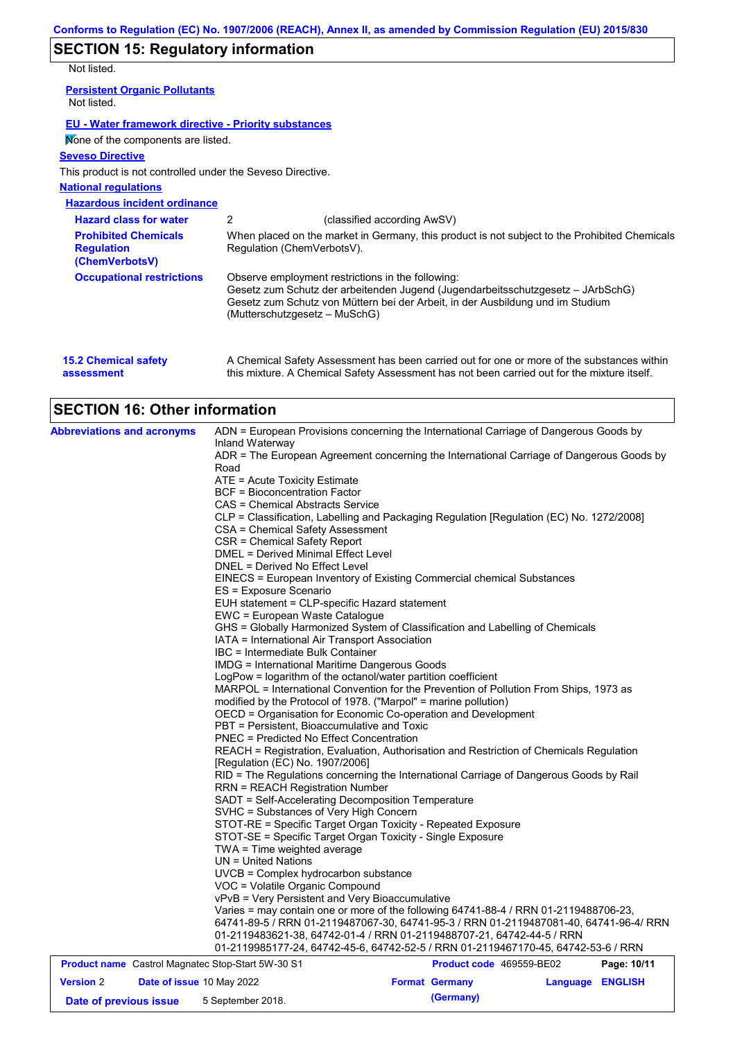## SECTION 15: Regulatory information

Not listed.

**Persistent Organic Pollutants**

Not listed.

**EU - Water framework directive - Priority substances**

None of the components are listed.

**Seveso Directive**

This product is not controlled under the Seveso Directive.

**National regulations**

**Hazardous incident ordinance**

| | |
|---|---|
| **Hazard class for water** | 2 (classified according AwSV) |
| **Prohibited Chemicals Regulation (ChemVerbotsV)** | When placed on the market in Germany, this product is not subject to the Prohibited Chemicals Regulation (ChemVerbotsV). |
| **Occupational restrictions** | Observe employment restrictions in the following: Gesetz zum Schutz der arbeitenden Jugend (Jugendarbeitsschutzgesetz – JArbSchG) Gesetz zum Schutz von Müttern bei der Arbeit, in der Ausbildung und im Studium (Mutterschutzgesetz – MuSchG) |

**15.2 Chemical safety assessment**

A Chemical Safety Assessment has been carried out for one or more of the substances within this mixture. A Chemical Safety Assessment has not been carried out for the mixture itself.

## SECTION 16: Other information

**Abbreviations and acronyms**

ADN = European Provisions concerning the International Carriage of Dangerous Goods by Inland Waterway
ADR = The European Agreement concerning the International Carriage of Dangerous Goods by Road
ATE = Acute Toxicity Estimate
BCF = Bioconcentration Factor
CAS = Chemical Abstracts Service
CLP = Classification, Labelling and Packaging Regulation [Regulation (EC) No. 1272/2008]
CSA = Chemical Safety Assessment
CSR = Chemical Safety Report
DMEL = Derived Minimal Effect Level
DNEL = Derived No Effect Level
EINECS = European Inventory of Existing Commercial chemical Substances
ES = Exposure Scenario
EUH statement = CLP-specific Hazard statement
EWC = European Waste Catalogue
GHS = Globally Harmonized System of Classification and Labelling of Chemicals
IATA = International Air Transport Association
IBC = Intermediate Bulk Container
IMDG = International Maritime Dangerous Goods
LogPow = logarithm of the octanol/water partition coefficient
MARPOL = International Convention for the Prevention of Pollution From Ships, 1973 as modified by the Protocol of 1978. ("Marpol" = marine pollution)
OECD = Organisation for Economic Co-operation and Development
PBT = Persistent, Bioaccumulative and Toxic
PNEC = Predicted No Effect Concentration
REACH = Registration, Evaluation, Authorisation and Restriction of Chemicals Regulation [Regulation (EC) No. 1907/2006]
RID = The Regulations concerning the International Carriage of Dangerous Goods by Rail
RRN = REACH Registration Number
SADT = Self-Accelerating Decomposition Temperature
SVHC = Substances of Very High Concern
STOT-RE = Specific Target Organ Toxicity - Repeated Exposure
STOT-SE = Specific Target Organ Toxicity - Single Exposure
TWA = Time weighted average
UN = United Nations
UVCB = Complex hydrocarbon substance
VOC = Volatile Organic Compound
vPvB = Very Persistent and Very Bioaccumulative
Varies = may contain one or more of the following 64741-88-4 / RRN 01-2119488706-23, 64741-89-5 / RRN 01-2119487067-30, 64741-95-3 / RRN 01-2119487081-40, 64741-96-4/ RRN 01-2119483621-38, 64742-01-4 / RRN 01-2119488707-21, 64742-44-5 / RRN 01-2119985177-24, 64742-45-6, 64742-52-5 / RRN 01-2119467170-45, 64742-53-6 / RRN

| | | | |
|---|---|---|---|
| **Product name** Castrol Magnatec Stop-Start 5W-30 S1 | | **Product code** 469559-BE02 | |
| **Version** 2 | **Date of issue** 10 May 2022 | **Format** Germany (Germany) | **Language** ENGLISH |
| **Date of previous issue** | 5 September 2018. | | |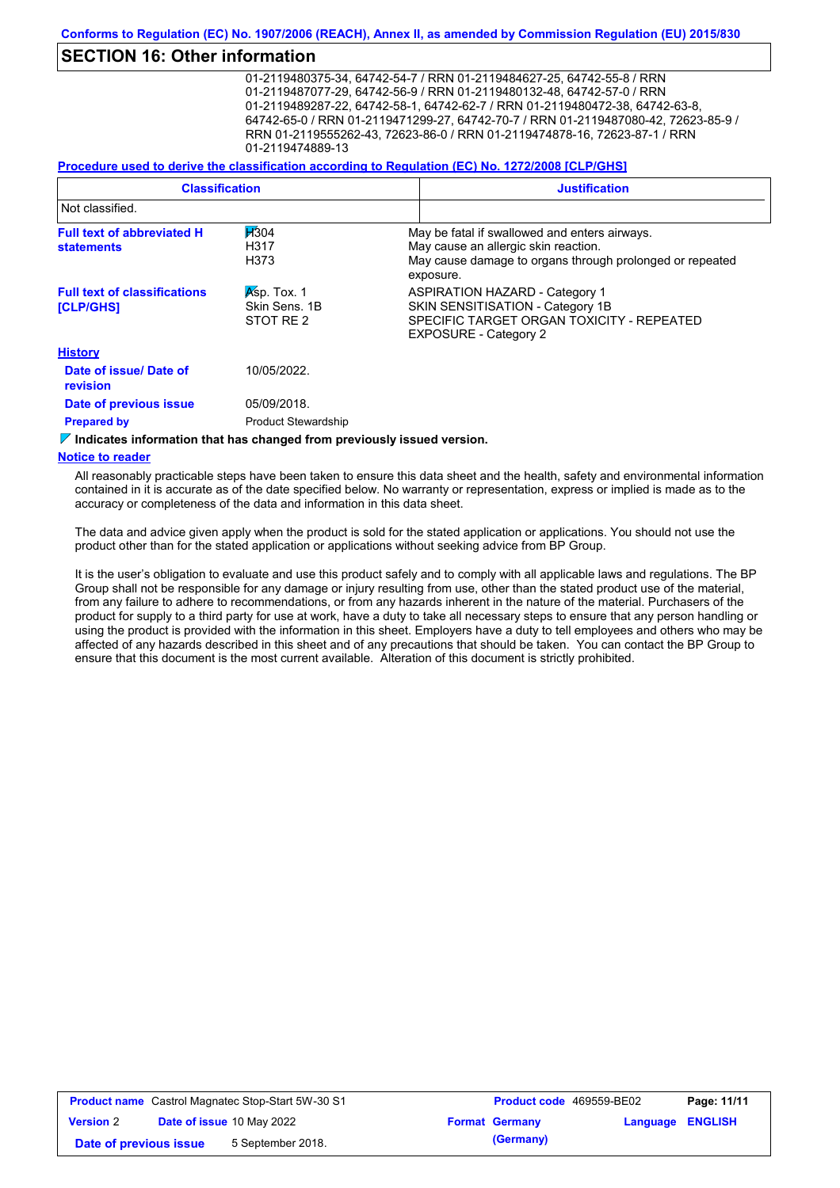## SECTION 16: Other information

01-2119480375-34, 64742-54-7 / RRN 01-2119484627-25, 64742-55-8 / RRN 01-2119487077-29, 64742-56-9 / RRN 01-2119480132-48, 64742-57-0 / RRN 01-2119489287-22, 64742-58-1, 64742-62-7 / RRN 01-2119480472-38, 64742-63-8, 64742-65-0 / RRN 01-2119471299-27, 64742-70-7 / RRN 01-2119487080-42, 72623-85-9 / RRN 01-2119555262-43, 72623-86-0 / RRN 01-2119474878-16, 72623-87-1 / RRN 01-2119474889-13

**Procedure used to derive the classification according to Regulation (EC) No. 1272/2008 [CLP/GHS]**

| Classification | Justification |
| --- | --- |
| Not classified. | |

**Full text of abbreviated H statements**

| | | |
| --- | --- | --- |
| | H304 | May be fatal if swallowed and enters airways. |
| | H317 | May cause an allergic skin reaction. |
| | H373 | May cause damage to organs through prolonged or repeated exposure. |

**Full text of classifications [CLP/GHS]**

| | | |
| --- | --- | --- |
| | Asp. Tox. 1 | ASPIRATION HAZARD - Category 1 |
| | Skin Sens. 1B | SKIN SENSITISATION - Category 1B |
| | STOT RE 2 | SPECIFIC TARGET ORGAN TOXICITY - REPEATED EXPOSURE - Category 2 |

**History**

**Date of issue/ Date of revision** 10/05/2022.

**Date of previous issue** 05/09/2018.

**Prepared by** Product Stewardship

**Indicates information that has changed from previously issued version.**

**Notice to reader**

All reasonably practicable steps have been taken to ensure this data sheet and the health, safety and environmental information contained in it is accurate as of the date specified below. No warranty or representation, express or implied is made as to the accuracy or completeness of the data and information in this data sheet.

The data and advice given apply when the product is sold for the stated application or applications. You should not use the product other than for the stated application or applications without seeking advice from BP Group.

It is the user's obligation to evaluate and use this product safely and to comply with all applicable laws and regulations. The BP Group shall not be responsible for any damage or injury resulting from use, other than the stated product use of the material, from any failure to adhere to recommendations, or from any hazards inherent in the nature of the material. Purchasers of the product for supply to a third party for use at work, have a duty to take all necessary steps to ensure that any person handling or using the product is provided with the information in this sheet. Employers have a duty to tell employees and others who may be affected of any hazards described in this sheet and of any precautions that should be taken. You can contact the BP Group to ensure that this document is the most current available. Alteration of this document is strictly prohibited.